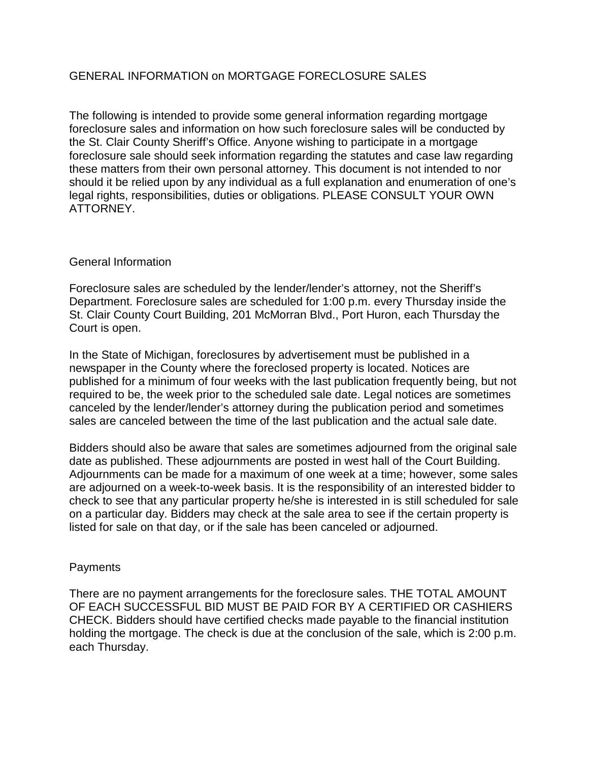# GENERAL INFORMATION on MORTGAGE FORECLOSURE SALES

The following is intended to provide some general information regarding mortgage foreclosure sales and information on how such foreclosure sales will be conducted by the St. Clair County Sheriff's Office. Anyone wishing to participate in a mortgage foreclosure sale should seek information regarding the statutes and case law regarding these matters from their own personal attorney. This document is not intended to nor should it be relied upon by any individual as a full explanation and enumeration of one's legal rights, responsibilities, duties or obligations. PLEASE CONSULT YOUR OWN ATTORNEY.

## General Information

Foreclosure sales are scheduled by the lender/lender's attorney, not the Sheriff's Department. Foreclosure sales are scheduled for 1:00 p.m. every Thursday inside the St. Clair County Court Building, 201 McMorran Blvd., Port Huron, each Thursday the Court is open.

In the State of Michigan, foreclosures by advertisement must be published in a newspaper in the County where the foreclosed property is located. Notices are published for a minimum of four weeks with the last publication frequently being, but not required to be, the week prior to the scheduled sale date. Legal notices are sometimes canceled by the lender/lender's attorney during the publication period and sometimes sales are canceled between the time of the last publication and the actual sale date.

Bidders should also be aware that sales are sometimes adjourned from the original sale date as published. These adjournments are posted in west hall of the Court Building. Adjournments can be made for a maximum of one week at a time; however, some sales are adjourned on a week-to-week basis. It is the responsibility of an interested bidder to check to see that any particular property he/she is interested in is still scheduled for sale on a particular day. Bidders may check at the sale area to see if the certain property is listed for sale on that day, or if the sale has been canceled or adjourned.

## Payments

There are no payment arrangements for the foreclosure sales. THE TOTAL AMOUNT OF EACH SUCCESSFUL BID MUST BE PAID FOR BY A CERTIFIED OR CASHIERS CHECK. Bidders should have certified checks made payable to the financial institution holding the mortgage. The check is due at the conclusion of the sale, which is 2:00 p.m. each Thursday.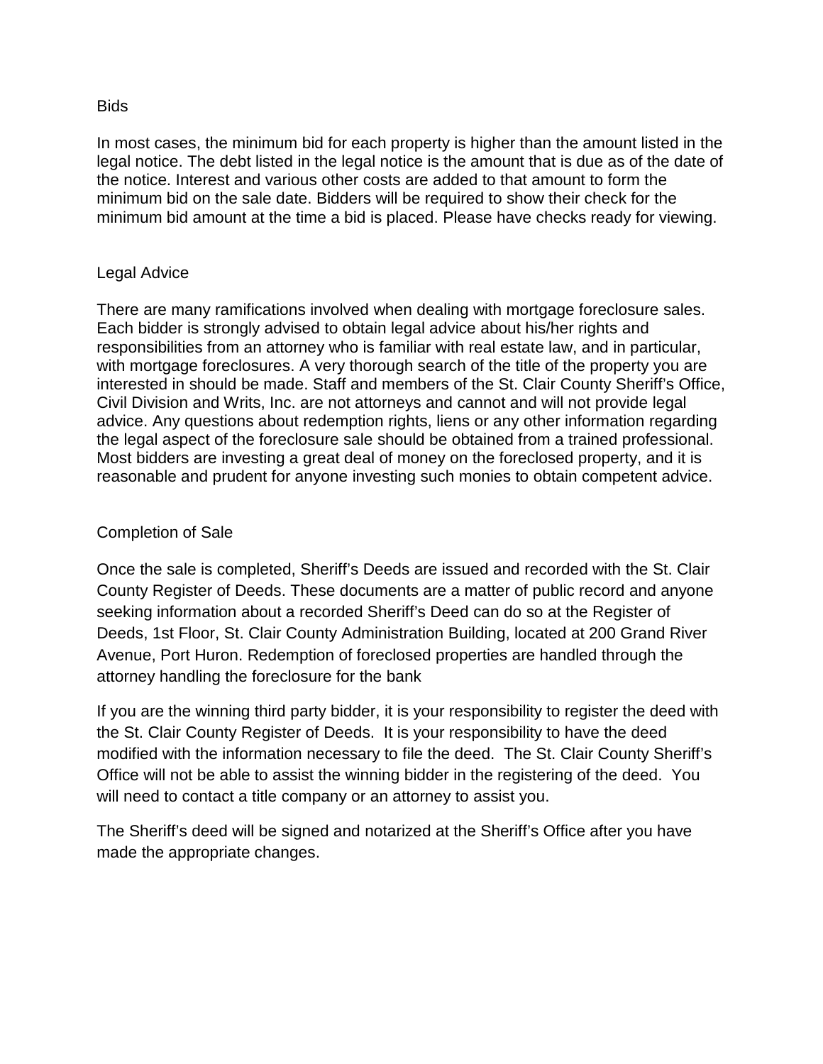## Bids

In most cases, the minimum bid for each property is higher than the amount listed in the legal notice. The debt listed in the legal notice is the amount that is due as of the date of the notice. Interest and various other costs are added to that amount to form the minimum bid on the sale date. Bidders will be required to show their check for the minimum bid amount at the time a bid is placed. Please have checks ready for viewing.

## Legal Advice

There are many ramifications involved when dealing with mortgage foreclosure sales. Each bidder is strongly advised to obtain legal advice about his/her rights and responsibilities from an attorney who is familiar with real estate law, and in particular, with mortgage foreclosures. A very thorough search of the title of the property you are interested in should be made. Staff and members of the St. Clair County Sheriff's Office, Civil Division and Writs, Inc. are not attorneys and cannot and will not provide legal advice. Any questions about redemption rights, liens or any other information regarding the legal aspect of the foreclosure sale should be obtained from a trained professional. Most bidders are investing a great deal of money on the foreclosed property, and it is reasonable and prudent for anyone investing such monies to obtain competent advice.

## Completion of Sale

Once the sale is completed, Sheriff's Deeds are issued and recorded with the St. Clair County Register of Deeds. These documents are a matter of public record and anyone seeking information about a recorded Sheriff's Deed can do so at the Register of Deeds, 1st Floor, St. Clair County Administration Building, located at 200 Grand River Avenue, Port Huron. Redemption of foreclosed properties are handled through the attorney handling the foreclosure for the bank

If you are the winning third party bidder, it is your responsibility to register the deed with the St. Clair County Register of Deeds. It is your responsibility to have the deed modified with the information necessary to file the deed. The St. Clair County Sheriff's Office will not be able to assist the winning bidder in the registering of the deed. You will need to contact a title company or an attorney to assist you.

The Sheriff's deed will be signed and notarized at the Sheriff's Office after you have made the appropriate changes.